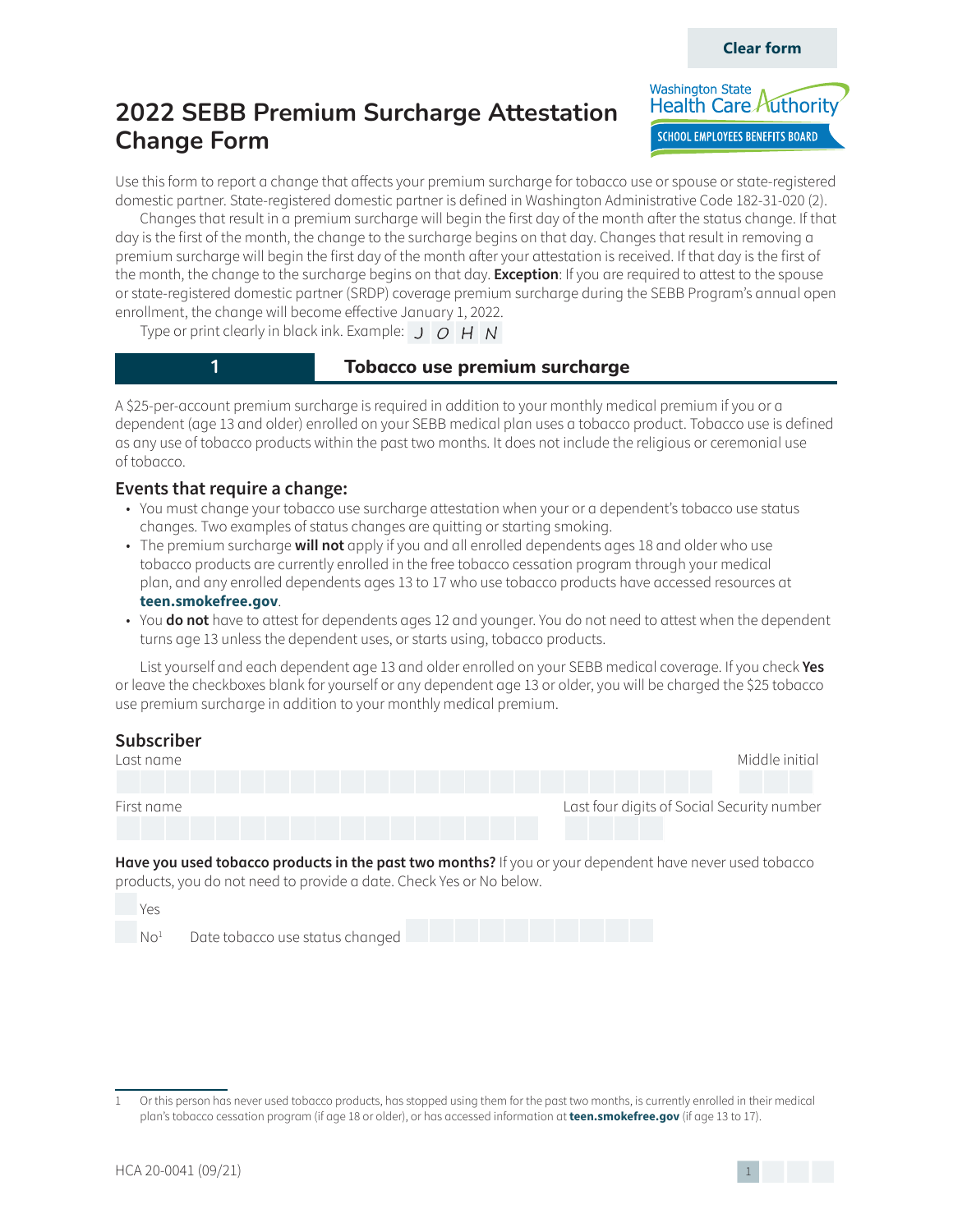Clear form

# 2022 SEBB Premium Surcharge Attestation Change Form

Washington State Health Care Authority
SCHOOL EMPLOYEES BENEFITS BOARD

Use this form to report a change that affects your premium surcharge for tobacco use or spouse or state-registered domestic partner. State-registered domestic partner is defined in Washington Administrative Code 182-31-020 (2).

Changes that result in a premium surcharge will begin the first day of the month after the status change. If that day is the first of the month, the change to the surcharge begins on that day. Changes that result in removing a premium surcharge will begin the first day of the month after your attestation is received. If that day is the first of the month, the change to the surcharge begins on that day. **Exception**: If you are required to attest to the spouse or state-registered domestic partner (SRDP) coverage premium surcharge during the SEBB Program's annual open enrollment, the change will become effective January 1, 2022.

Type or print clearly in black ink. Example: J O H N

## 1 Tobacco use premium surcharge

A $25-per-account premium surcharge is required in addition to your monthly medical premium if you or a dependent (age 13 and older) enrolled on your SEBB medical plan uses a tobacco product. Tobacco use is defined as any use of tobacco products within the past two months. It does not include the religious or ceremonial use of tobacco.

### Events that require a change:

- You must change your tobacco use surcharge attestation when your or a dependent's tobacco use status changes. Two examples of status changes are quitting or starting smoking.
- The premium surcharge **will not** apply if you and all enrolled dependents ages 18 and older who use tobacco products are currently enrolled in the free tobacco cessation program through your medical plan, and any enrolled dependents ages 13 to 17 who use tobacco products have accessed resources at **teen.smokefree.gov**.
- You **do not** have to attest for dependents ages 12 and younger. You do not need to attest when the dependent turns age 13 unless the dependent uses, or starts using, tobacco products.

List yourself and each dependent age 13 and older enrolled on your SEBB medical coverage. If you check **Yes** or leave the checkboxes blank for yourself or any dependent age 13 or older, you will be charged the $25 tobacco use premium surcharge in addition to your monthly medical premium.

### Subscriber

Last name Middle initial

First name Last four digits of Social Security number

**Have you used tobacco products in the past two months?** If you or your dependent have never used tobacco products, you do not need to provide a date. Check Yes or No below.

☐ Yes

☐ No[1] Date tobacco use status changed

[1] Or this person has never used tobacco products, has stopped using them for the past two months, is currently enrolled in their medical plan's tobacco cessation program (if age 18 or older), or has accessed information at **teen.smokefree.gov** (if age 13 to 17).

HCA 20-0041 (09/21)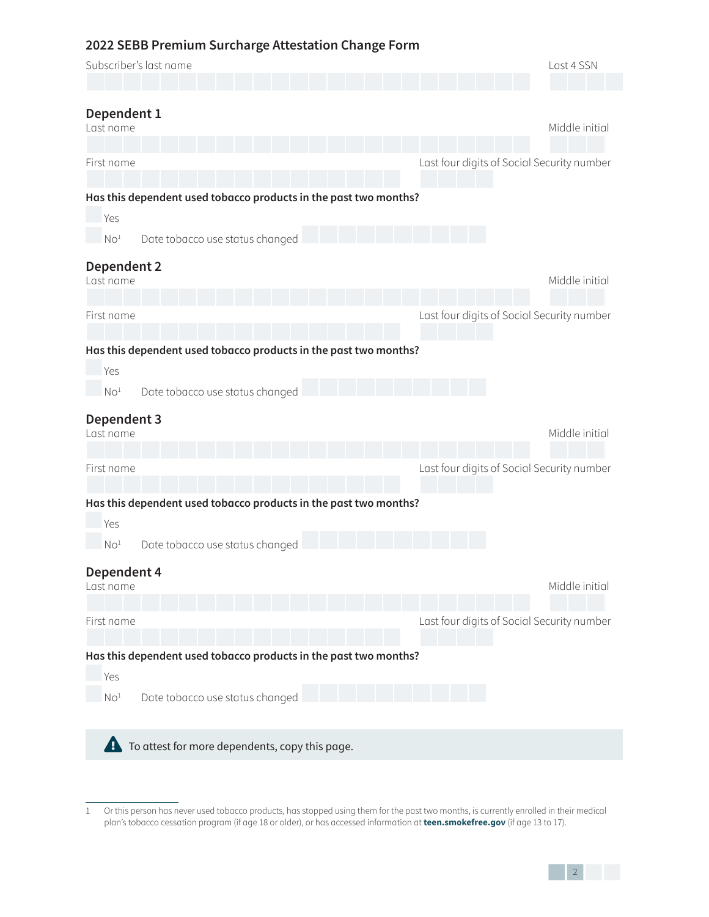## 2022 SEBB Premium Surcharge Attestation Change Form

Subscriber's last name

Last 4 SSN

### Dependent 1

Last name

Middle initial

First name

Last four digits of Social Security number

**Has this dependent used tobacco products in the past two months?**

- Yes
- No[1] Date tobacco use status changed

### Dependent 2

Last name

Middle initial

First name

Last four digits of Social Security number

**Has this dependent used tobacco products in the past two months?**

- Yes
- No[1] Date tobacco use status changed

### Dependent 3

Last name

Middle initial

First name

Last four digits of Social Security number

**Has this dependent used tobacco products in the past two months?**

- Yes
- No[1] Date tobacco use status changed

### Dependent 4

Last name

Middle initial

First name

Last four digits of Social Security number

**Has this dependent used tobacco products in the past two months?**

- Yes
- No[1] Date tobacco use status changed

To attest for more dependents, copy this page.

1 Or this person has never used tobacco products, has stopped using them for the past two months, is currently enrolled in their medical plan's tobacco cessation program (if age 18 or older), or has accessed information at **teen.smokefree.gov** (if age 13 to 17).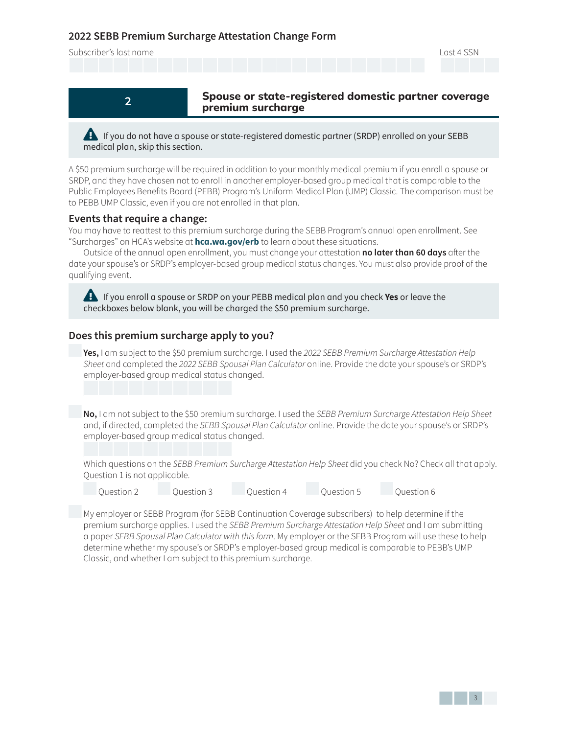## 2022 SEBB Premium Surcharge Attestation Change Form

Subscriber's last name

Last 4 SSN

## 2 Spouse or state-registered domestic partner coverage premium surcharge

If you do not have a spouse or state-registered domestic partner (SRDP) enrolled on your SEBB medical plan, skip this section.

A $50 premium surcharge will be required in addition to your monthly medical premium if you enroll a spouse or SRDP, and they have chosen not to enroll in another employer-based group medical that is comparable to the Public Employees Benefits Board (PEBB) Program's Uniform Medical Plan (UMP) Classic. The comparison must be to PEBB UMP Classic, even if you are not enrolled in that plan.

### Events that require a change:

You may have to reattest to this premium surcharge during the SEBB Program's annual open enrollment. See "Surcharges" on HCA's website at **hca.wa.gov/erb** to learn about these situations.

Outside of the annual open enrollment, you must change your attestation **no later than 60 days** after the date your spouse's or SRDP's employer-based group medical status changes. You must also provide proof of the qualifying event.

If you enroll a spouse or SRDP on your PEBB medical plan and you check **Yes** or leave the checkboxes below blank, you will be charged the $50 premium surcharge.

### Does this premium surcharge apply to you?

- **Yes,** I am subject to the $50 premium surcharge. I used the *2022 SEBB Premium Surcharge Attestation Help Sheet* and completed the *2022 SEBB Spousal Plan Calculator* online. Provide the date your spouse's or SRDP's employer-based group medical status changed.

- **No,** I am not subject to the $50 premium surcharge. I used the *SEBB Premium Surcharge Attestation Help Sheet* and, if directed, completed the *SEBB Spousal Plan Calculator* online. Provide the date your spouse's or SRDP's employer-based group medical status changed.

  Which questions on the *SEBB Premium Surcharge Attestation Help Sheet* did you check No? Check all that apply. Question 1 is not applicable.

  Question 2 Question 3 Question 4 Question 5 Question 6

- My employer or SEBB Program (for SEBB Continuation Coverage subscribers) to help determine if the premium surcharge applies. I used the *SEBB Premium Surcharge Attestation Help Sheet* and I am submitting a paper *SEBB Spousal Plan Calculator with this form*. My employer or the SEBB Program will use these to help determine whether my spouse's or SRDP's employer-based group medical is comparable to PEBB's UMP Classic, and whether I am subject to this premium surcharge.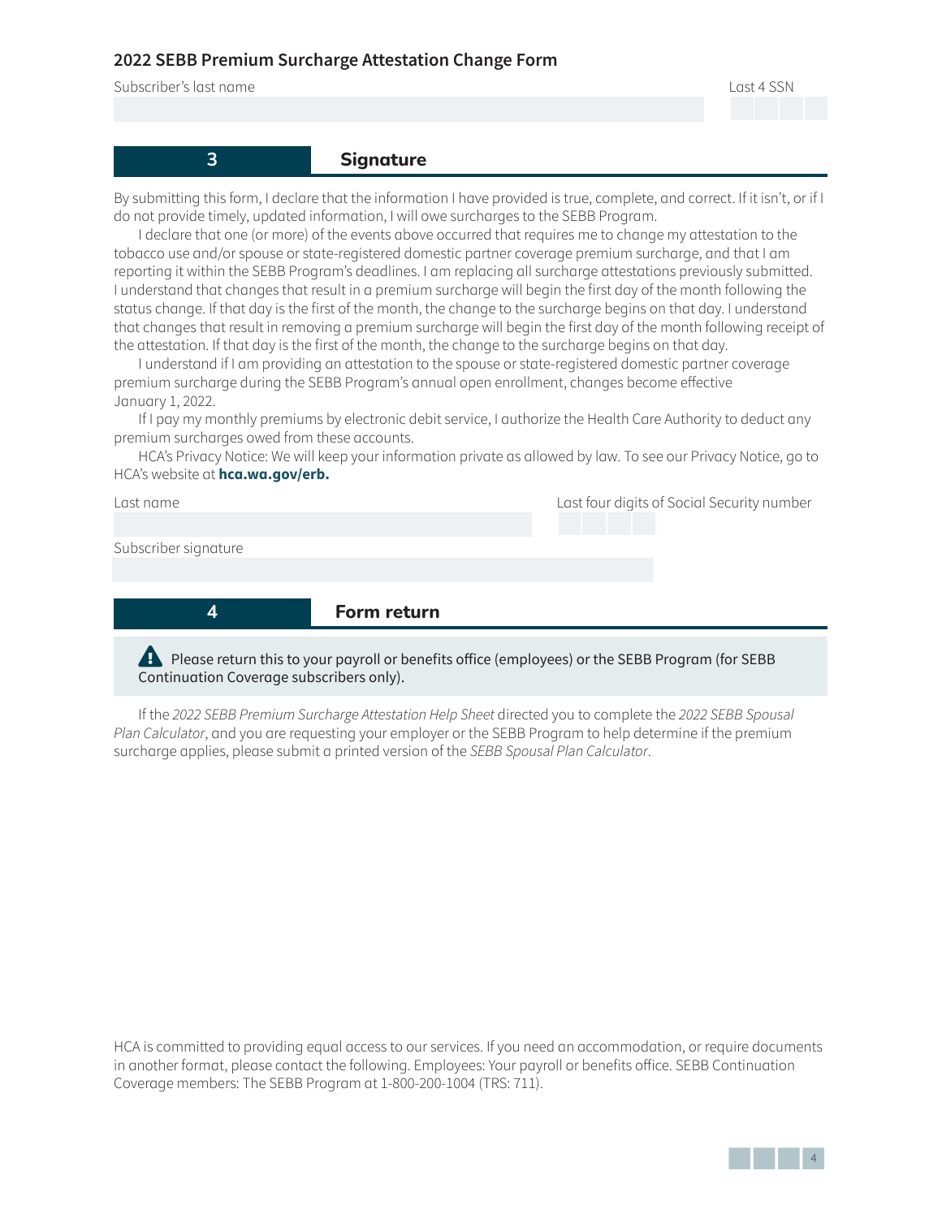## 2022 SEBB Premium Surcharge Attestation Change Form

Subscriber's last name

Last 4 SSN

## 3 Signature

By submitting this form, I declare that the information I have provided is true, complete, and correct. If it isn't, or if I do not provide timely, updated information, I will owe surcharges to the SEBB Program.

I declare that one (or more) of the events above occurred that requires me to change my attestation to the tobacco use and/or spouse or state-registered domestic partner coverage premium surcharge, and that I am reporting it within the SEBB Program's deadlines. I am replacing all surcharge attestations previously submitted. I understand that changes that result in a premium surcharge will begin the first day of the month following the status change. If that day is the first of the month, the change to the surcharge begins on that day. I understand that changes that result in removing a premium surcharge will begin the first day of the month following receipt of the attestation. If that day is the first of the month, the change to the surcharge begins on that day.

I understand if I am providing an attestation to the spouse or state-registered domestic partner coverage premium surcharge during the SEBB Program's annual open enrollment, changes become effective January 1, 2022.

If I pay my monthly premiums by electronic debit service, I authorize the Health Care Authority to deduct any premium surcharges owed from these accounts.

HCA's Privacy Notice: We will keep your information private as allowed by law. To see our Privacy Notice, go to HCA's website at **hca.wa.gov/erb.**

Last name

Last four digits of Social Security number

Subscriber signature

## 4 Form return

Please return this to your payroll or benefits office (employees) or the SEBB Program (for SEBB Continuation Coverage subscribers only).

If the *2022 SEBB Premium Surcharge Attestation Help Sheet* directed you to complete the *2022 SEBB Spousal Plan Calculator*, and you are requesting your employer or the SEBB Program to help determine if the premium surcharge applies, please submit a printed version of the *SEBB Spousal Plan Calculator*.

HCA is committed to providing equal access to our services. If you need an accommodation, or require documents in another format, please contact the following. Employees: Your payroll or benefits office. SEBB Continuation Coverage members: The SEBB Program at 1-800-200-1004 (TRS: 711).